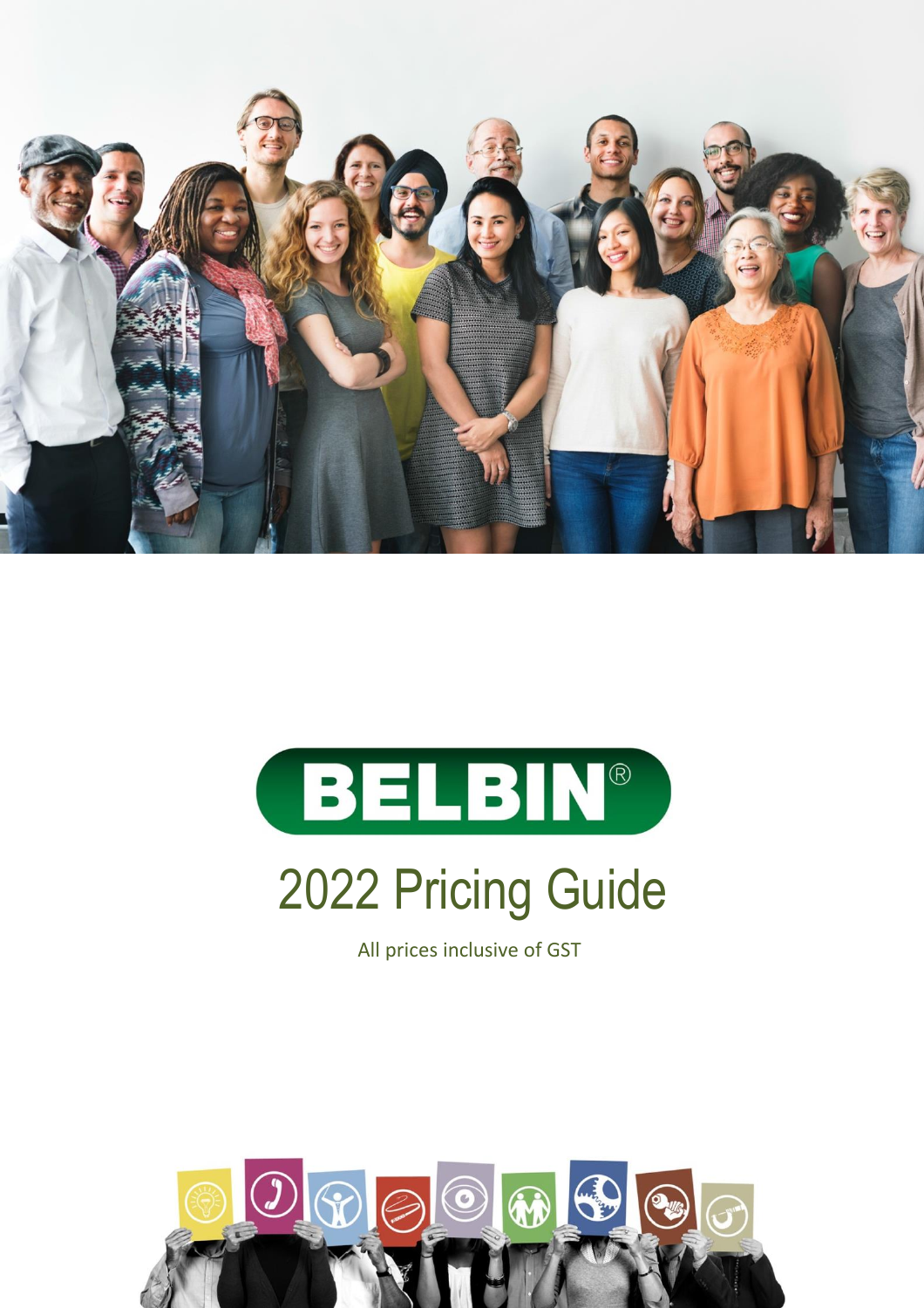# BELBIN®

## 2022 Pricing Guide

All prices inclusive of GST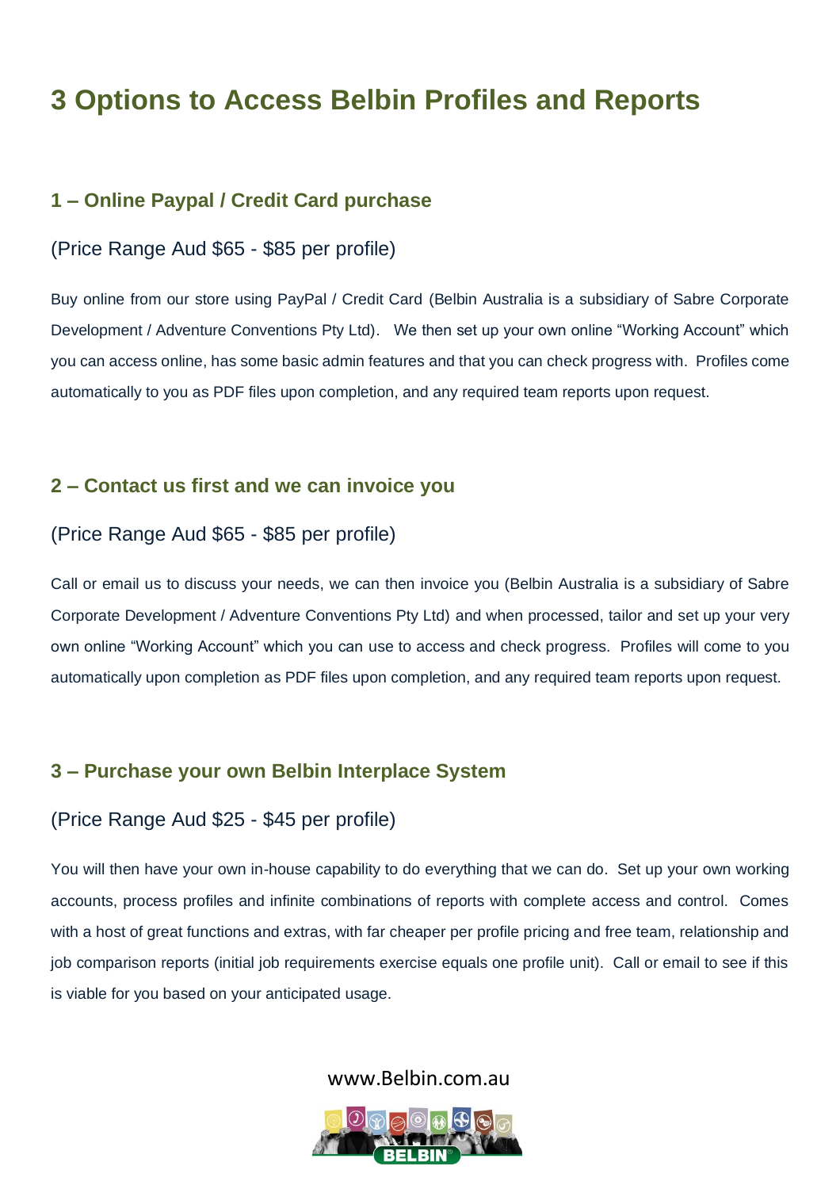# 3 Options to Access Belbin Profiles and Reports

## 1 – Online Paypal / Credit Card purchase

(Price Range Aud $65 - $85 per profile)

Buy online from our store using PayPal / Credit Card (Belbin Australia is a subsidiary of Sabre Corporate Development / Adventure Conventions Pty Ltd). We then set up your own online "Working Account" which you can access online, has some basic admin features and that you can check progress with. Profiles come automatically to you as PDF files upon completion, and any required team reports upon request.

## 2 – Contact us first and we can invoice you

(Price Range Aud $65 - $85 per profile)

Call or email us to discuss your needs, we can then invoice you (Belbin Australia is a subsidiary of Sabre Corporate Development / Adventure Conventions Pty Ltd) and when processed, tailor and set up your very own online "Working Account" which you can use to access and check progress. Profiles will come to you automatically upon completion as PDF files upon completion, and any required team reports upon request.

## 3 – Purchase your own Belbin Interplace System

(Price Range Aud $25 - $45 per profile)

You will then have your own in-house capability to do everything that we can do. Set up your own working accounts, process profiles and infinite combinations of reports with complete access and control. Comes with a host of great functions and extras, with far cheaper per profile pricing and free team, relationship and job comparison reports (initial job requirements exercise equals one profile unit). Call or email to see if this is viable for you based on your anticipated usage.

www.Belbin.com.au

BELBIN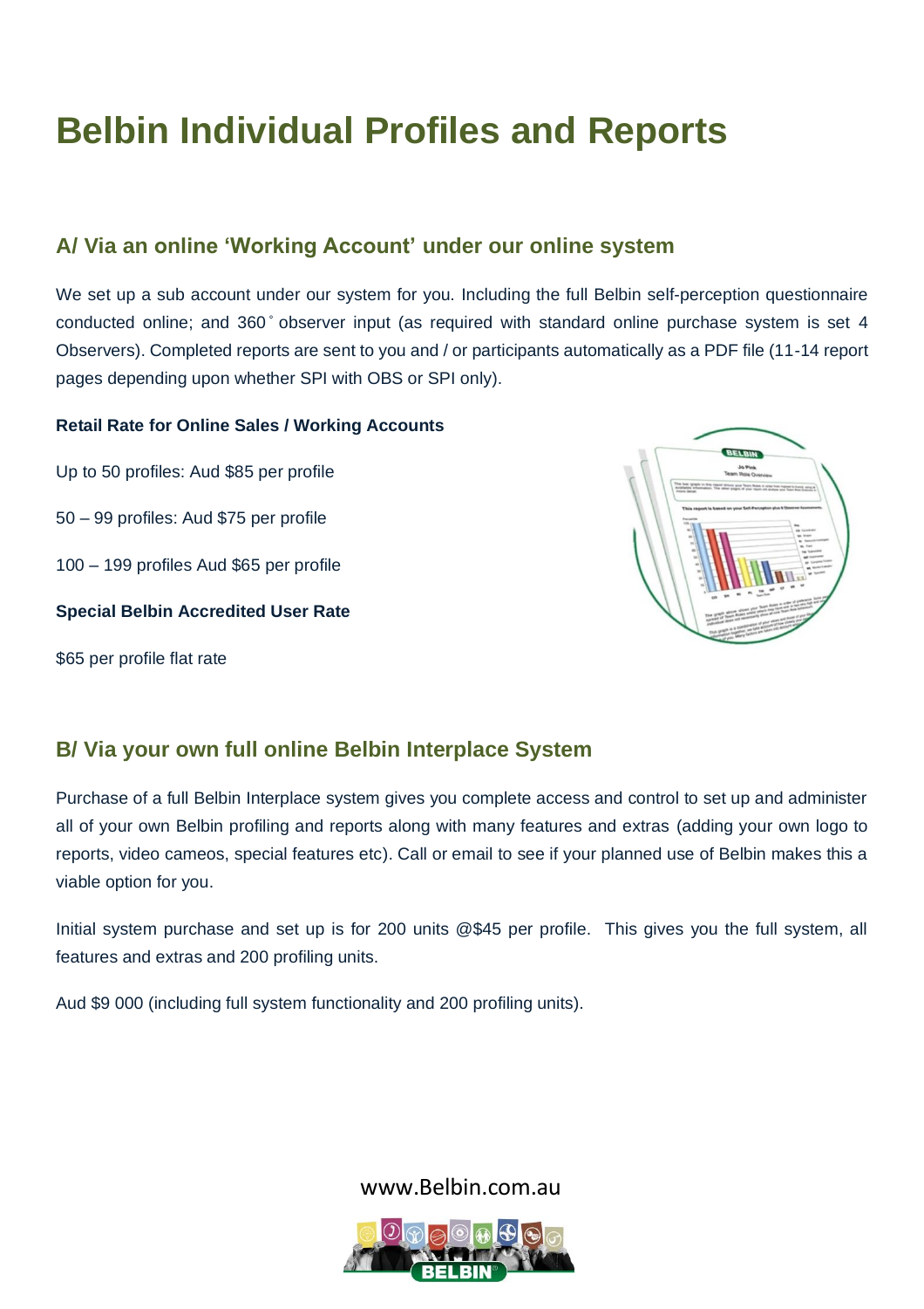# Belbin Individual Profiles and Reports

## A/ Via an online 'Working Account' under our online system

We set up a sub account under our system for you. Including the full Belbin self-perception questionnaire conducted online; and 360˚ observer input (as required with standard online purchase system is set 4 Observers). Completed reports are sent to you and / or participants automatically as a PDF file (11-14 report pages depending upon whether SPI with OBS or SPI only).

**Retail Rate for Online Sales / Working Accounts**

Up to 50 profiles: Aud $85 per profile

50 – 99 profiles: Aud $75 per profile

100 – 199 profiles Aud $65 per profile

**Special Belbin Accredited User Rate**

$65 per profile flat rate

## B/ Via your own full online Belbin Interplace System

Purchase of a full Belbin Interplace system gives you complete access and control to set up and administer all of your own Belbin profiling and reports along with many features and extras (adding your own logo to reports, video cameos, special features etc). Call or email to see if your planned use of Belbin makes this a viable option for you.

Initial system purchase and set up is for 200 units @$45 per profile. This gives you the full system, all features and extras and 200 profiling units.

Aud $9 000 (including full system functionality and 200 profiling units).

www.Belbin.com.au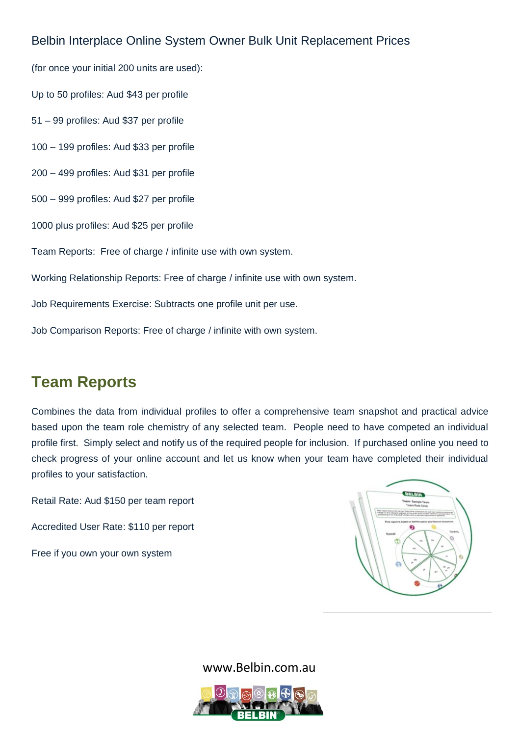Belbin Interplace Online System Owner Bulk Unit Replacement Prices

(for once your initial 200 units are used):

Up to 50 profiles: Aud $43 per profile

51 – 99 profiles: Aud $37 per profile

100 – 199 profiles: Aud $33 per profile

200 – 499 profiles: Aud $31 per profile

500 – 999 profiles: Aud $27 per profile

1000 plus profiles: Aud $25 per profile

Team Reports: Free of charge / infinite use with own system.

Working Relationship Reports: Free of charge / infinite use with own system.

Job Requirements Exercise: Subtracts one profile unit per use.

Job Comparison Reports: Free of charge / infinite with own system.

## Team Reports

Combines the data from individual profiles to offer a comprehensive team snapshot and practical advice based upon the team role chemistry of any selected team. People need to have competed an individual profile first. Simply select and notify us of the required people for inclusion. If purchased online you need to check progress of your online account and let us know when your team have completed their individual profiles to your satisfaction.

Retail Rate: Aud $150 per team report

Accredited User Rate: $110 per report

Free if you own your own system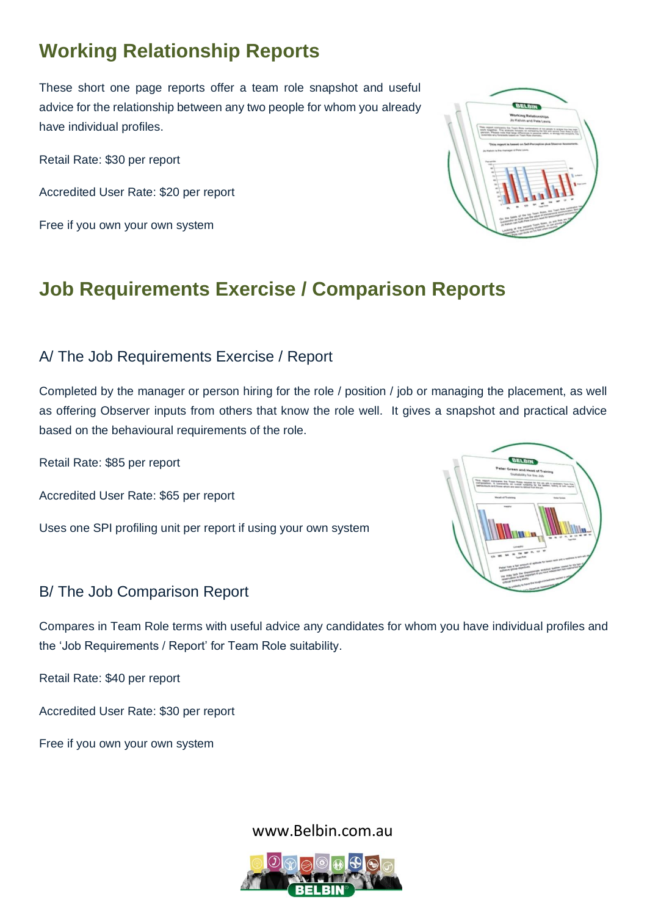## Working Relationship Reports

These short one page reports offer a team role snapshot and useful advice for the relationship between any two people for whom you already have individual profiles.

Retail Rate: $30 per report

Accredited User Rate: $20 per report

Free if you own your own system

## Job Requirements Exercise / Comparison Reports

### A/ The Job Requirements Exercise / Report

Completed by the manager or person hiring for the role / position / job or managing the placement, as well as offering Observer inputs from others that know the role well. It gives a snapshot and practical advice based on the behavioural requirements of the role.

Retail Rate: $85 per report

Accredited User Rate: $65 per report

Uses one SPI profiling unit per report if using your own system

### B/ The Job Comparison Report

Compares in Team Role terms with useful advice any candidates for whom you have individual profiles and the 'Job Requirements / Report' for Team Role suitability.

Retail Rate: $40 per report

Accredited User Rate: $30 per report

Free if you own your own system

www.Belbin.com.au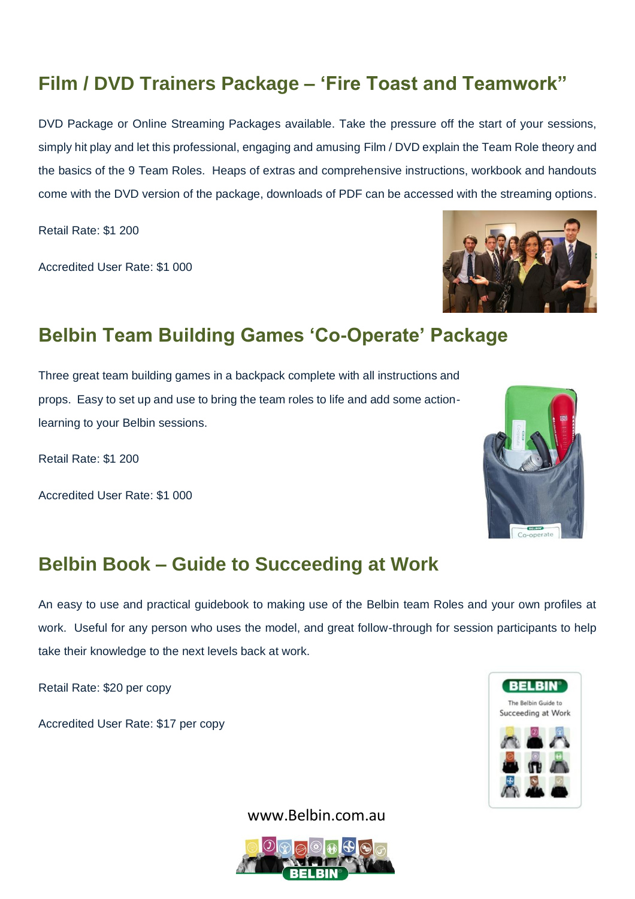## Film / DVD Trainers Package – ‘Fire Toast and Teamwork”

DVD Package or Online Streaming Packages available. Take the pressure off the start of your sessions, simply hit play and let this professional, engaging and amusing Film / DVD explain the Team Role theory and the basics of the 9 Team Roles. Heaps of extras and comprehensive instructions, workbook and handouts come with the DVD version of the package, downloads of PDF can be accessed with the streaming options.

Retail Rate: $1 200

Accredited User Rate: $1 000

## Belbin Team Building Games ‘Co-Operate’ Package

Three great team building games in a backpack complete with all instructions and props. Easy to set up and use to bring the team roles to life and add some action-learning to your Belbin sessions.

Retail Rate: $1 200

Accredited User Rate: $1 000

## Belbin Book – Guide to Succeeding at Work

An easy to use and practical guidebook to making use of the Belbin team Roles and your own profiles at work. Useful for any person who uses the model, and great follow-through for session participants to help take their knowledge to the next levels back at work.

Retail Rate: $20 per copy

Accredited User Rate: $17 per copy

www.Belbin.com.au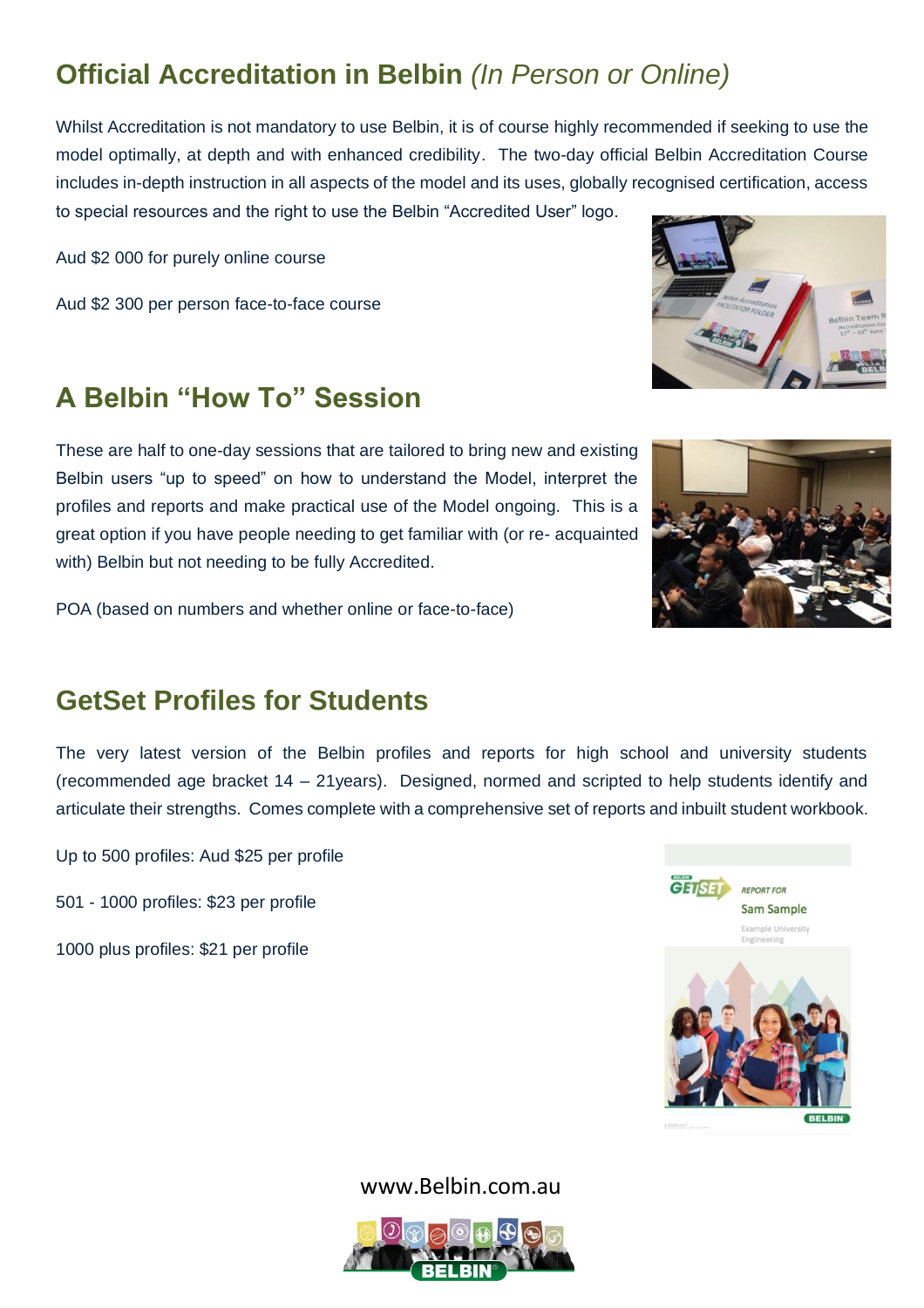## Official Accreditation in Belbin *(In Person or Online)*

Whilst Accreditation is not mandatory to use Belbin, it is of course highly recommended if seeking to use the model optimally, at depth and with enhanced credibility. The two-day official Belbin Accreditation Course includes in-depth instruction in all aspects of the model and its uses, globally recognised certification, access to special resources and the right to use the Belbin "Accredited User" logo.

Aud $2 000 for purely online course

Aud $2 300 per person face-to-face course

## A Belbin "How To" Session

These are half to one-day sessions that are tailored to bring new and existing Belbin users "up to speed" on how to understand the Model, interpret the profiles and reports and make practical use of the Model ongoing. This is a great option if you have people needing to get familiar with (or re- acquainted with) Belbin but not needing to be fully Accredited.

POA (based on numbers and whether online or face-to-face)

## GetSet Profiles for Students

The very latest version of the Belbin profiles and reports for high school and university students (recommended age bracket 14 – 21years). Designed, normed and scripted to help students identify and articulate their strengths. Comes complete with a comprehensive set of reports and inbuilt student workbook.

Up to 500 profiles: Aud $25 per profile

501 - 1000 profiles: $23 per profile

1000 plus profiles: $21 per profile

www.Belbin.com.au